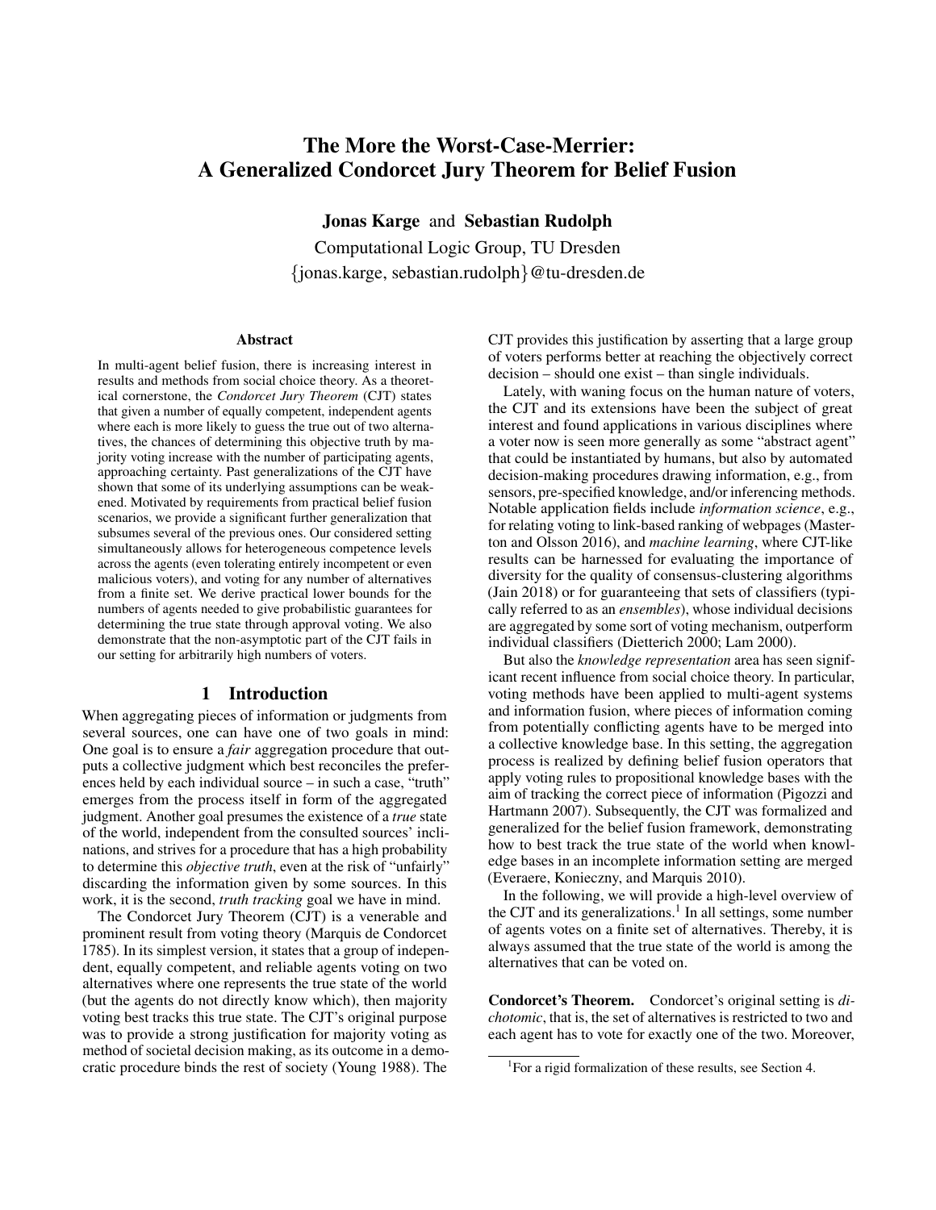# The More the Worst-Case-Merrier: A Generalized Condorcet Jury Theorem for Belief Fusion

**Jonas Karge** and **Sebastian Rudolph**

Computational Logic Group, TU Dresden

{jonas.karge, sebastian.rudolph}@tu-dresden.de

### Abstract

In multi-agent belief fusion, there is increasing interest in results and methods from social choice theory. As a theoretical cornerstone, the *Condorcet Jury Theorem* (CJT) states that given a number of equally competent, independent agents where each is more likely to guess the true out of two alternatives, the chances of determining this objective truth by majority voting increase with the number of participating agents, approaching certainty. Past generalizations of the CJT have shown that some of its underlying assumptions can be weakened. Motivated by requirements from practical belief fusion scenarios, we provide a significant further generalization that subsumes several of the previous ones. Our considered setting simultaneously allows for heterogeneous competence levels across the agents (even tolerating entirely incompetent or even malicious voters), and voting for any number of alternatives from a finite set. We derive practical lower bounds for the numbers of agents needed to give probabilistic guarantees for determining the true state through approval voting. We also demonstrate that the non-asymptotic part of the CJT fails in our setting for arbitrarily high numbers of voters.

## 1 Introduction

When aggregating pieces of information or judgments from several sources, one can have one of two goals in mind: One goal is to ensure a *fair* aggregation procedure that outputs a collective judgment which best reconciles the preferences held by each individual source – in such a case, "truth" emerges from the process itself in form of the aggregated judgment. Another goal presumes the existence of a *true* state of the world, independent from the consulted sources' inclinations, and strives for a procedure that has a high probability to determine this *objective truth*, even at the risk of "unfairly" discarding the information given by some sources. In this work, it is the second, *truth tracking* goal we have in mind.

The Condorcet Jury Theorem (CJT) is a venerable and prominent result from voting theory (Marquis de Condorcet 1785). In its simplest version, it states that a group of independent, equally competent, and reliable agents voting on two alternatives where one represents the true state of the world (but the agents do not directly know which), then majority voting best tracks this true state. The CJT's original purpose was to provide a strong justification for majority voting as method of societal decision making, as its outcome in a democratic procedure binds the rest of society (Young 1988). The CJT provides this justification by asserting that a large group of voters performs better at reaching the objectively correct decision – should one exist – than single individuals.

Lately, with waning focus on the human nature of voters, the CJT and its extensions have been the subject of great interest and found applications in various disciplines where a voter now is seen more generally as some "abstract agent" that could be instantiated by humans, but also by automated decision-making procedures drawing information, e.g., from sensors, pre-specified knowledge, and/or inferencing methods. Notable application fields include *information science*, e.g., for relating voting to link-based ranking of webpages (Masterton and Olsson 2016), and *machine learning*, where CJT-like results can be harnessed for evaluating the importance of diversity for the quality of consensus-clustering algorithms (Jain 2018) or for guaranteeing that sets of classifiers (typically referred to as an *ensembles*), whose individual decisions are aggregated by some sort of voting mechanism, outperform individual classifiers (Dietterich 2000; Lam 2000).

But also the *knowledge representation* area has seen significant recent influence from social choice theory. In particular, voting methods have been applied to multi-agent systems and information fusion, where pieces of information coming from potentially conflicting agents have to be merged into a collective knowledge base. In this setting, the aggregation process is realized by defining belief fusion operators that apply voting rules to propositional knowledge bases with the aim of tracking the correct piece of information (Pigozzi and Hartmann 2007). Subsequently, the CJT was formalized and generalized for the belief fusion framework, demonstrating how to best track the true state of the world when knowledge bases in an incomplete information setting are merged (Everaere, Konieczny, and Marquis 2010).

In the following, we will provide a high-level overview of the CJT and its generalizations.[1] In all settings, some number of agents votes on a finite set of alternatives. Thereby, it is always assumed that the true state of the world is among the alternatives that can be voted on.

**Condorcet's Theorem.** Condorcet's original setting is *dichotomic*, that is, the set of alternatives is restricted to two and each agent has to vote for exactly one of the two. Moreover,

[1] For a rigid formalization of these results, see Section 4.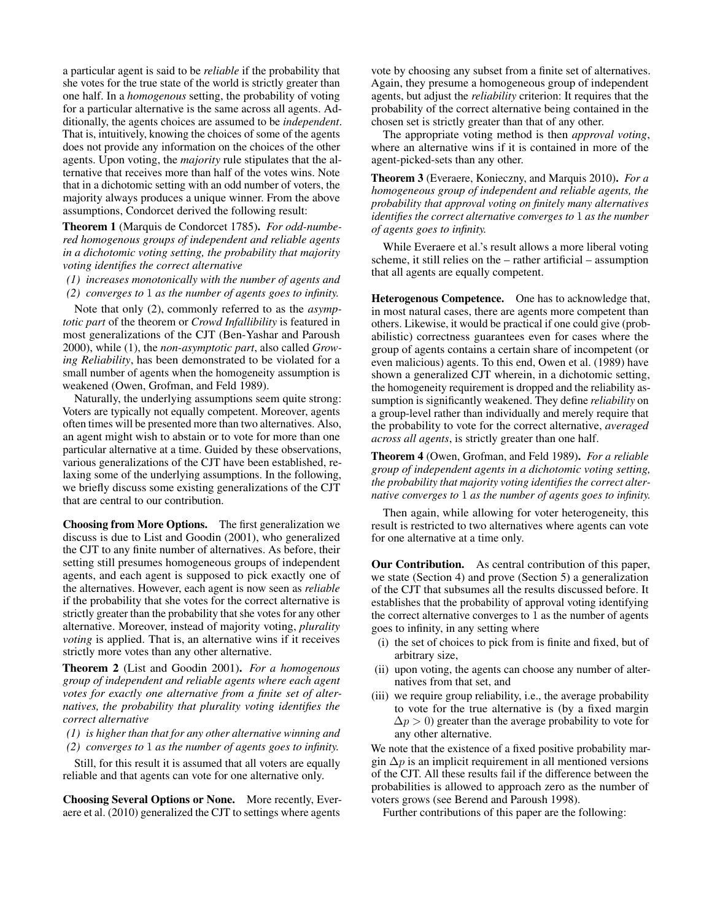a particular agent is said to be *reliable* if the probability that she votes for the true state of the world is strictly greater than one half. In a *homogenous* setting, the probability of voting for a particular alternative is the same across all agents. Additionally, the agents choices are assumed to be *independent*. That is, intuitively, knowing the choices of some of the agents does not provide any information on the choices of the other agents. Upon voting, the *majority* rule stipulates that the alternative that receives more than half of the votes wins. Note that in a dichotomic setting with an odd number of voters, the majority always produces a unique winner. From the above assumptions, Condorcet derived the following result:

**Theorem 1** (Marquis de Condorcet 1785). *For odd-numbered homogenous groups of independent and reliable agents in a dichotomic voting setting, the probability that majority voting identifies the correct alternative*

*(1) increases monotonically with the number of agents and*
*(2) converges to* 1 *as the number of agents goes to infinity.*

Note that only (2), commonly referred to as the *asymptotic part* of the theorem or *Crowd Infallibility* is featured in most generalizations of the CJT (Ben-Yashar and Paroush 2000), while (1), the *non-asymptotic part*, also called *Growing Reliability*, has been demonstrated to be violated for a small number of agents when the homogeneity assumption is weakened (Owen, Grofman, and Feld 1989).

Naturally, the underlying assumptions seem quite strong: Voters are typically not equally competent. Moreover, agents often times will be presented more than two alternatives. Also, an agent might wish to abstain or to vote for more than one particular alternative at a time. Guided by these observations, various generalizations of the CJT have been established, relaxing some of the underlying assumptions. In the following, we briefly discuss some existing generalizations of the CJT that are central to our contribution.

**Choosing from More Options.** The first generalization we discuss is due to List and Goodin (2001), who generalized the CJT to any finite number of alternatives. As before, their setting still presumes homogeneous groups of independent agents, and each agent is supposed to pick exactly one of the alternatives. However, each agent is now seen as *reliable* if the probability that she votes for the correct alternative is strictly greater than the probability that she votes for any other alternative. Moreover, instead of majority voting, *plurality voting* is applied. That is, an alternative wins if it receives strictly more votes than any other alternative.

**Theorem 2** (List and Goodin 2001). *For a homogenous group of independent and reliable agents where each agent votes for exactly one alternative from a finite set of alternatives, the probability that plurality voting identifies the correct alternative*

*(1) is higher than that for any other alternative winning and*
*(2) converges to* 1 *as the number of agents goes to infinity.*

Still, for this result it is assumed that all voters are equally reliable and that agents can vote for one alternative only.

**Choosing Several Options or None.** More recently, Everaere et al. (2010) generalized the CJT to settings where agents vote by choosing any subset from a finite set of alternatives. Again, they presume a homogeneous group of independent agents, but adjust the *reliability* criterion: It requires that the probability of the correct alternative being contained in the chosen set is strictly greater than that of any other.

The appropriate voting method is then *approval voting*, where an alternative wins if it is contained in more of the agent-picked-sets than any other.

**Theorem 3** (Everaere, Konieczny, and Marquis 2010). *For a homogeneous group of independent and reliable agents, the probability that approval voting on finitely many alternatives identifies the correct alternative converges to* 1 *as the number of agents goes to infinity.*

While Everaere et al.'s result allows a more liberal voting scheme, it still relies on the – rather artificial – assumption that all agents are equally competent.

**Heterogenous Competence.** One has to acknowledge that, in most natural cases, there are agents more competent than others. Likewise, it would be practical if one could give (probabilistic) correctness guarantees even for cases where the group of agents contains a certain share of incompetent (or even malicious) agents. To this end, Owen et al. (1989) have shown a generalized CJT wherein, in a dichotomic setting, the homogeneity requirement is dropped and the reliability assumption is significantly weakened. They define *reliability* on a group-level rather than individually and merely require that the probability to vote for the correct alternative, *averaged across all agents*, is strictly greater than one half.

**Theorem 4** (Owen, Grofman, and Feld 1989). *For a reliable group of independent agents in a dichotomic voting setting, the probability that majority voting identifies the correct alternative converges to* 1 *as the number of agents goes to infinity.*

Then again, while allowing for voter heterogeneity, this result is restricted to two alternatives where agents can vote for one alternative at a time only.

**Our Contribution.** As central contribution of this paper, we state (Section 4) and prove (Section 5) a generalization of the CJT that subsumes all the results discussed before. It establishes that the probability of approval voting identifying the correct alternative converges to 1 as the number of agents goes to infinity, in any setting where

(i) the set of choices to pick from is finite and fixed, but of arbitrary size,
(ii) upon voting, the agents can choose any number of alternatives from that set, and
(iii) we require group reliability, i.e., the average probability to vote for the true alternative is (by a fixed margin $\Delta p > 0$) greater than the average probability to vote for any other alternative.

We note that the existence of a fixed positive probability margin $\Delta p$ is an implicit requirement in all mentioned versions of the CJT. All these results fail if the difference between the probabilities is allowed to approach zero as the number of voters grows (see Berend and Paroush 1998).

Further contributions of this paper are the following: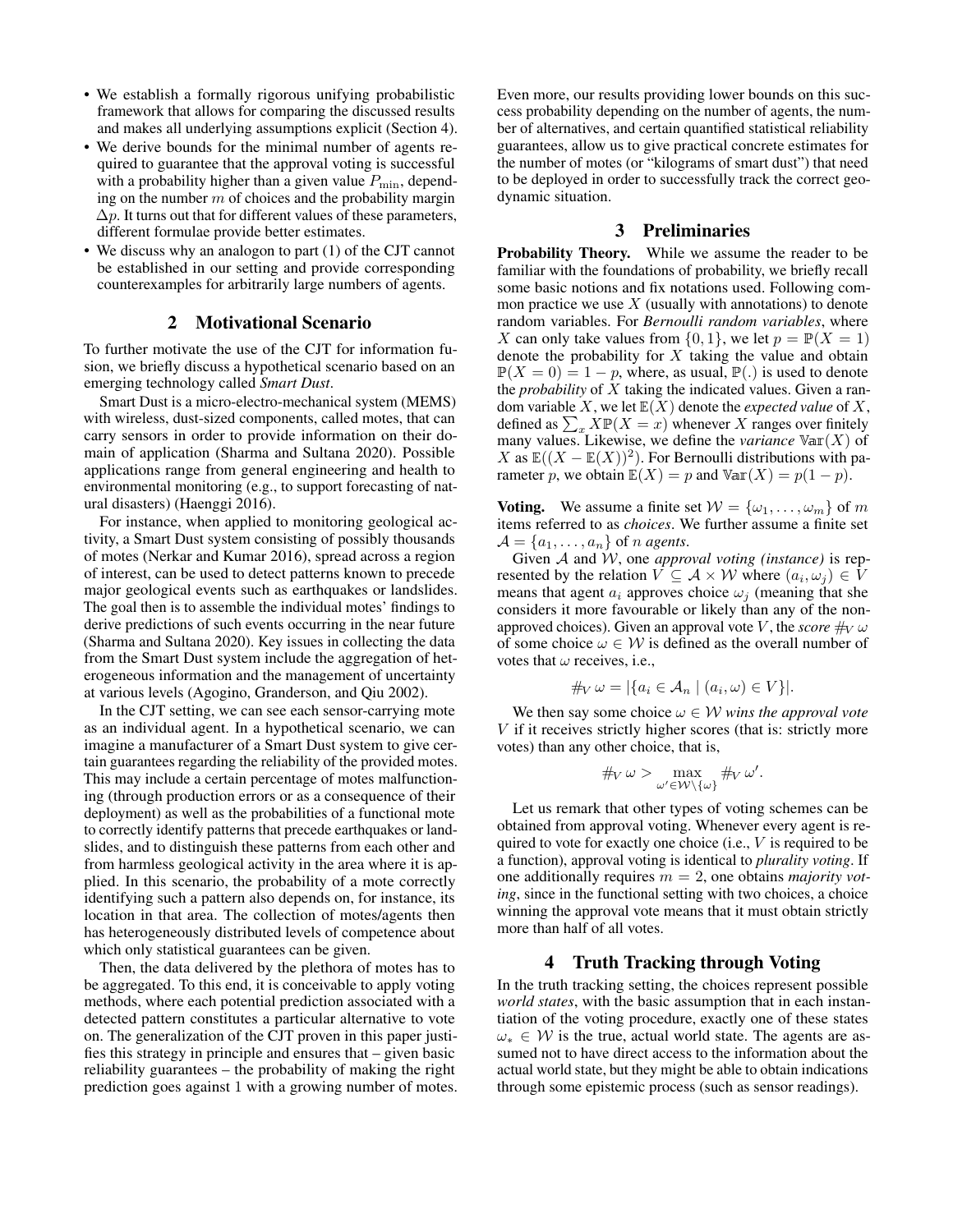- We establish a formally rigorous unifying probabilistic framework that allows for comparing the discussed results and makes all underlying assumptions explicit (Section 4).
- We derive bounds for the minimal number of agents required to guarantee that the approval voting is successful with a probability higher than a given value $P_{\min}$, depending on the number $m$ of choices and the probability margin $\Delta p$. It turns out that for different values of these parameters, different formulae provide better estimates.
- We discuss why an analogon to part (1) of the CJT cannot be established in our setting and provide corresponding counterexamples for arbitrarily large numbers of agents.

## 2 Motivational Scenario

To further motivate the use of the CJT for information fusion, we briefly discuss a hypothetical scenario based on an emerging technology called *Smart Dust*.

Smart Dust is a micro-electro-mechanical system (MEMS) with wireless, dust-sized components, called motes, that can carry sensors in order to provide information on their domain of application (Sharma and Sultana 2020). Possible applications range from general engineering and health to environmental monitoring (e.g., to support forecasting of natural disasters) (Haenggi 2016).

For instance, when applied to monitoring geological activity, a Smart Dust system consisting of possibly thousands of motes (Nerkar and Kumar 2016), spread across a region of interest, can be used to detect patterns known to precede major geological events such as earthquakes or landslides. The goal then is to assemble the individual motes' findings to derive predictions of such events occurring in the near future (Sharma and Sultana 2020). Key issues in collecting the data from the Smart Dust system include the aggregation of heterogeneous information and the management of uncertainty at various levels (Agogino, Granderson, and Qiu 2002).

In the CJT setting, we can see each sensor-carrying mote as an individual agent. In a hypothetical scenario, we can imagine a manufacturer of a Smart Dust system to give certain guarantees regarding the reliability of the provided motes. This may include a certain percentage of motes malfunctioning (through production errors or as a consequence of their deployment) as well as the probabilities of a functional mote to correctly identify patterns that precede earthquakes or landslides, and to distinguish these patterns from each other and from harmless geological activity in the area where it is applied. In this scenario, the probability of a mote correctly identifying such a pattern also depends on, for instance, its location in that area. The collection of motes/agents then has heterogeneously distributed levels of competence about which only statistical guarantees can be given.

Then, the data delivered by the plethora of motes has to be aggregated. To this end, it is conceivable to apply voting methods, where each potential prediction associated with a detected pattern constitutes a particular alternative to vote on. The generalization of the CJT proven in this paper justifies this strategy in principle and ensures that – given basic reliability guarantees – the probability of making the right prediction goes against 1 with a growing number of motes. Even more, our results providing lower bounds on this success probability depending on the number of agents, the number of alternatives, and certain quantified statistical reliability guarantees, allow us to give practical concrete estimates for the number of motes (or "kilograms of smart dust") that need to be deployed in order to successfully track the correct geodynamic situation.

## 3 Preliminaries

**Probability Theory.** While we assume the reader to be familiar with the foundations of probability, we briefly recall some basic notions and fix notations used. Following common practice we use $X$ (usually with annotations) to denote random variables. For *Bernoulli random variables*, where $X$ can only take values from $\{0, 1\}$, we let $p = \mathbb{P}(X = 1)$ denote the probability for $X$ taking the value and obtain $\mathbb{P}(X = 0) = 1 - p$, where, as usual, $\mathbb{P}(.)$ is used to denote the *probability* of $X$ taking the indicated values. Given a random variable $X$, we let $\mathbb{E}(X)$ denote the *expected value* of $X$, defined as $\sum_x X\mathbb{P}(X = x)$ whenever $X$ ranges over finitely many values. Likewise, we define the *variance* $\mathbb{Var}(X)$ of $X$ as $\mathbb{E}((X - \mathbb{E}(X))^2)$. For Bernoulli distributions with parameter $p$, we obtain $\mathbb{E}(X) = p$ and $\mathbb{Var}(X) = p(1 - p)$.

**Voting.** We assume a finite set $\mathcal{W} = \{\omega_1, \dots, \omega_m\}$ of $m$ items referred to as *choices*. We further assume a finite set $\mathcal{A} = \{a_1, \dots, a_n\}$ of $n$ *agents*.

Given $\mathcal{A}$ and $\mathcal{W}$, one *approval voting (instance)* is represented by the relation $V \subseteq \mathcal{A} \times \mathcal{W}$ where $(a_i, \omega_j) \in V$ means that agent $a_i$ approves choice $\omega_j$ (meaning that she considers it more favourable or likely than any of the non-approved choices). Given an approval vote $V$, the *score* $\#_V\, \omega$ of some choice $\omega \in \mathcal{W}$ is defined as the overall number of votes that $\omega$ receives, i.e.,

$$\#_V\, \omega = |\{a_i \in \mathcal{A}_n \mid (a_i, \omega) \in V\}|.$$

We then say some choice $\omega \in \mathcal{W}$ *wins the approval vote* $V$ if it receives strictly higher scores (that is: strictly more votes) than any other choice, that is,

$$\#_V\, \omega > \max_{\omega' \in \mathcal{W} \setminus \{\omega\}} \#_V\, \omega'.$$

Let us remark that other types of voting schemes can be obtained from approval voting. Whenever every agent is required to vote for exactly one choice (i.e., $V$ is required to be a function), approval voting is identical to *plurality voting*. If one additionally requires $m = 2$, one obtains *majority voting*, since in the functional setting with two choices, a choice winning the approval vote means that it must obtain strictly more than half of all votes.

## 4 Truth Tracking through Voting

In the truth tracking setting, the choices represent possible *world states*, with the basic assumption that in each instantiation of the voting procedure, exactly one of these states $\omega_* \in \mathcal{W}$ is the true, actual world state. The agents are assumed not to have direct access to the information about the actual world state, but they might be able to obtain indications through some epistemic process (such as sensor readings).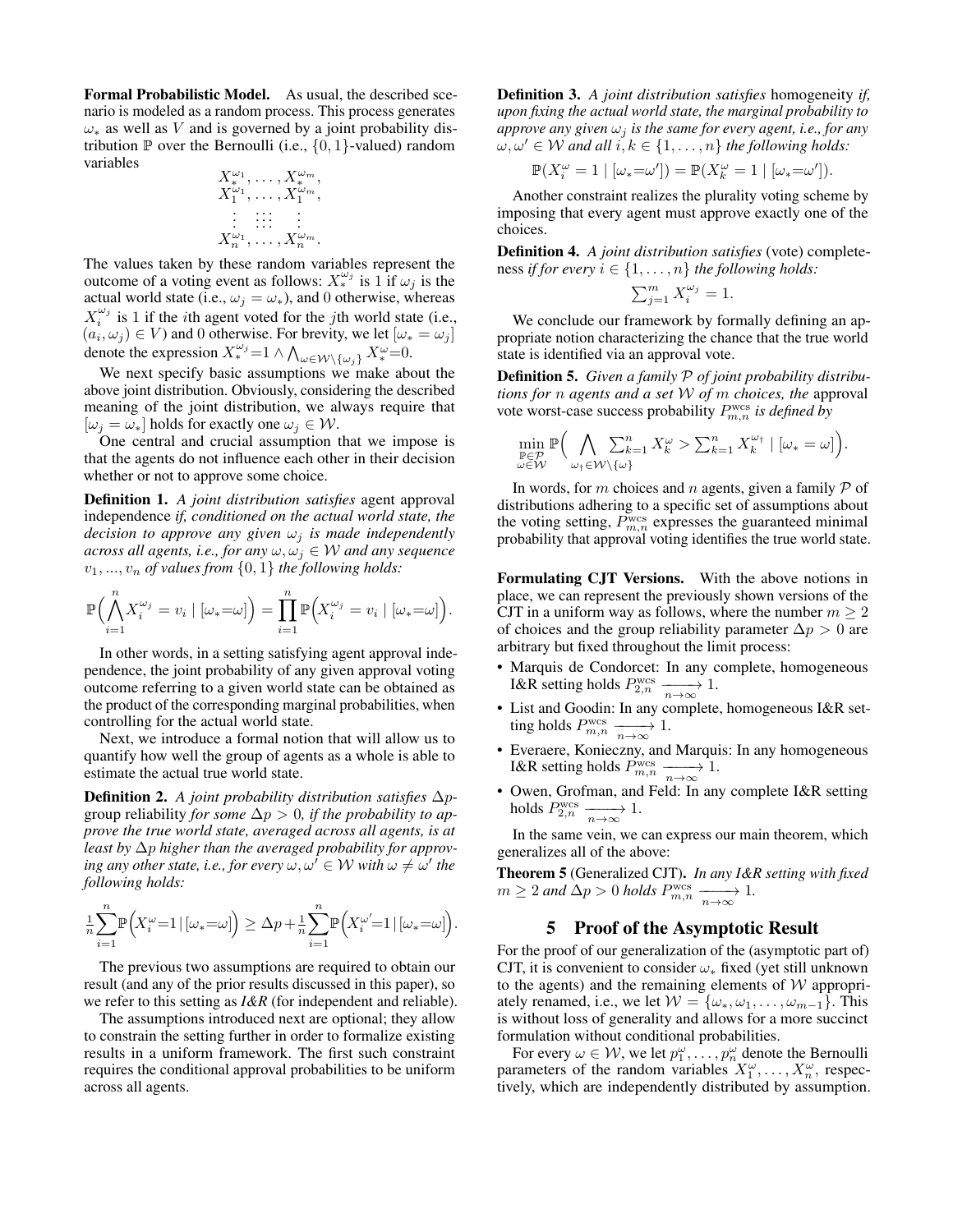**Formal Probabilistic Model.** As usual, the described scenario is modeled as a random process. This process generates $\omega_*$ as well as $V$ and is governed by a joint probability distribution $\mathbb{P}$ over the Bernoulli (i.e., $\{0,1\}$-valued) random variables

$$\begin{array}{c} X_*^{\omega_1}, \ldots, X_*^{\omega_m}, \\ X_1^{\omega_1}, \ldots, X_1^{\omega_m}, \\ \vdots \quad \vdots\vdots\vdots \quad \vdots \\ X_n^{\omega_1}, \ldots, X_n^{\omega_m}. \end{array}$$

The values taken by these random variables represent the outcome of a voting event as follows: $X_*^{\omega_j}$ is 1 if $\omega_j$ is the actual world state (i.e., $\omega_j = \omega_*$), and 0 otherwise, whereas $X_i^{\omega_j}$ is 1 if the $i$th agent voted for the $j$th world state (i.e., $(a_i, \omega_j) \in V$) and 0 otherwise. For brevity, we let $[\omega_* = \omega_j]$ denote the expression $X_*^{\omega_j}{=}1 \wedge \bigwedge_{\omega \in \mathcal{W}\setminus\{\omega_j\}} X_*^{\omega}{=}0$.

We next specify basic assumptions we make about the above joint distribution. Obviously, considering the described meaning of the joint distribution, we always require that $[\omega_j = \omega_*]$ holds for exactly one $\omega_j \in \mathcal{W}$.

One central and crucial assumption that we impose is that the agents do not influence each other in their decision whether or not to approve some choice.

**Definition 1.** *A joint distribution satisfies* agent approval independence *if, conditioned on the actual world state, the decision to approve any given $\omega_j$ is made independently across all agents, i.e., for any $\omega, \omega_j \in \mathcal{W}$ and any sequence $v_1, ..., v_n$ of values from $\{0,1\}$ the following holds:*

$$\mathbb{P}\Big(\bigwedge_{i=1}^{n} X_i^{\omega_j} = v_i \mid [\omega_*{=}\omega]\Big) = \prod_{i=1}^{n} \mathbb{P}\Big(X_i^{\omega_j} = v_i \mid [\omega_*{=}\omega]\Big).$$

In other words, in a setting satisfying agent approval independence, the joint probability of any given approval voting outcome referring to a given world state can be obtained as the product of the corresponding marginal probabilities, when controlling for the actual world state.

Next, we introduce a formal notion that will allow us to quantify how well the group of agents as a whole is able to estimate the actual true world state.

**Definition 2.** *A joint probability distribution satisfies* $\Delta p$-group reliability *for some $\Delta p > 0$, if the probability to approve the true world state, averaged across all agents, is at least by $\Delta p$ higher than the averaged probability for approving any other state, i.e., for every $\omega, \omega' \in \mathcal{W}$ with $\omega \neq \omega'$ the following holds:*

$$\tfrac{1}{n}\sum_{i=1}^{n}\mathbb{P}\Big(X_i^{\omega}{=}1 \,|\, [\omega_*{=}\omega]\Big) \geq \Delta p + \tfrac{1}{n}\sum_{i=1}^{n}\mathbb{P}\Big(X_i^{\omega'}{=}1 \,|\, [\omega_*{=}\omega]\Big).$$

The previous two assumptions are required to obtain our result (and any of the prior results discussed in this paper), so we refer to this setting as *I&R* (for independent and reliable).

The assumptions introduced next are optional; they allow to constrain the setting further in order to formalize existing results in a uniform framework. The first such constraint requires the conditional approval probabilities to be uniform across all agents.

**Definition 3.** *A joint distribution satisfies* homogeneity *if, upon fixing the actual world state, the marginal probability to approve any given $\omega_j$ is the same for every agent, i.e., for any $\omega, \omega' \in \mathcal{W}$ and all $i, k \in \{1, \ldots, n\}$ the following holds:*

$$\mathbb{P}(X_i^{\omega} = 1 \mid [\omega_*{=}\omega']) = \mathbb{P}(X_k^{\omega} = 1 \mid [\omega_*{=}\omega']).$$

Another constraint realizes the plurality voting scheme by imposing that every agent must approve exactly one of the choices.

**Definition 4.** *A joint distribution satisfies* (vote) completeness *if for every $i \in \{1, \ldots, n\}$ the following holds:*

$$\textstyle\sum_{j=1}^{m} X_i^{\omega_j} = 1.$$

We conclude our framework by formally defining an appropriate notion characterizing the chance that the true world state is identified via an approval vote.

**Definition 5.** *Given a family $\mathcal{P}$ of joint probability distributions for $n$ agents and a set $\mathcal{W}$ of $m$ choices, the* approval vote worst-case success probability *$P_{m,n}^{\text{wcs}}$ is defined by*

$$\min_{\substack{\mathbb{P}\in\mathcal{P} \\ \omega\in\mathcal{W}}} \mathbb{P}\Big(\bigwedge_{\omega_\dagger\in\mathcal{W}\setminus\{\omega\}} \textstyle\sum_{k=1}^{n} X_k^{\omega} > \sum_{k=1}^{n} X_k^{\omega_\dagger} \mid [\omega_* = \omega]\Big).$$

In words, for $m$ choices and $n$ agents, given a family $\mathcal{P}$ of distributions adhering to a specific set of assumptions about the voting setting, $P_{m,n}^{\text{wcs}}$ expresses the guaranteed minimal probability that approval voting identifies the true world state.

**Formulating CJT Versions.** With the above notions in place, we can represent the previously shown versions of the CJT in a uniform way as follows, where the number $m \geq 2$ of choices and the group reliability parameter $\Delta p > 0$ are arbitrary but fixed throughout the limit process:

- Marquis de Condorcet: In any complete, homogeneous I&R setting holds $P_{2,n}^{\text{wcs}} \xrightarrow[n\to\infty]{} 1$.
- List and Goodin: In any complete, homogeneous I&R setting holds $P_{m,n}^{\text{wcs}} \xrightarrow[n\to\infty]{} 1$.
- Everaere, Konieczny, and Marquis: In any homogeneous I&R setting holds $P_{m,n}^{\text{wcs}} \xrightarrow[n\to\infty]{} 1$.
- Owen, Grofman, and Feld: In any complete I&R setting holds $P_{2,n}^{\text{wcs}} \xrightarrow[n\to\infty]{} 1$.

In the same vein, we can express our main theorem, which generalizes all of the above:

**Theorem 5** (Generalized CJT)**.** *In any I&R setting with fixed $m \geq 2$ and $\Delta p > 0$ holds $P_{m,n}^{\text{wcs}} \xrightarrow[n\to\infty]{} 1$.*

## 5 Proof of the Asymptotic Result

For the proof of our generalization of the (asymptotic part of) CJT, it is convenient to consider $\omega_*$ fixed (yet still unknown to the agents) and the remaining elements of $\mathcal{W}$ appropriately renamed, i.e., we let $\mathcal{W} = \{\omega_*, \omega_1, \ldots, \omega_{m-1}\}$. This is without loss of generality and allows for a more succinct formulation without conditional probabilities.

For every $\omega \in \mathcal{W}$, we let $p_1^{\omega}, \ldots, p_n^{\omega}$ denote the Bernoulli parameters of the random variables $X_1^{\omega}, \ldots, X_n^{\omega}$, respectively, which are independently distributed by assumption.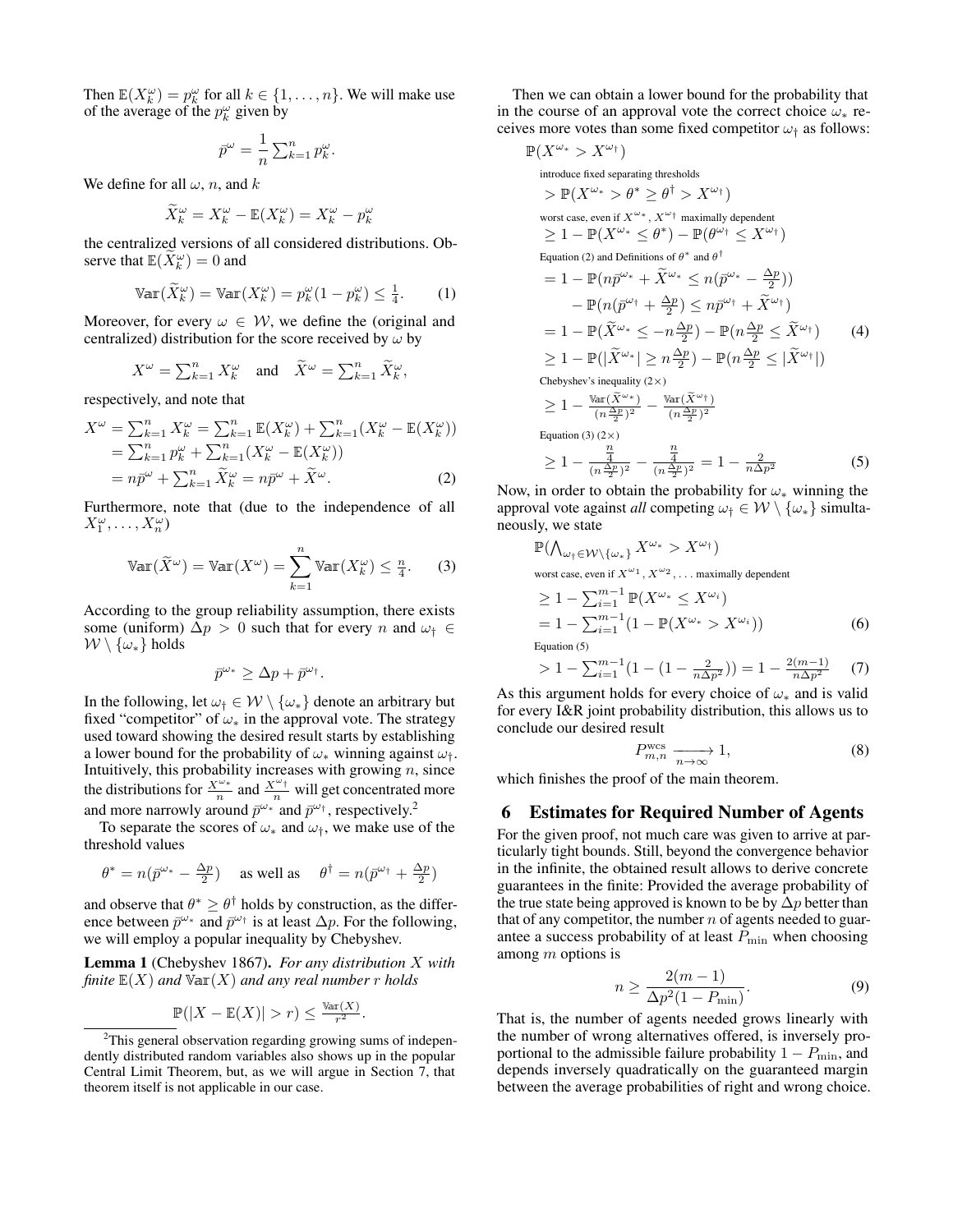Then $\mathbb{E}(X_k^\omega) = p_k^\omega$ for all $k \in \{1, \dots, n\}$. We will make use of the average of the $p_k^\omega$ given by

$$\bar{p}^\omega = \frac{1}{n} \sum_{k=1}^n p_k^\omega.$$

We define for all $\omega$, $n$, and $k$

$$\widetilde{X}_k^\omega = X_k^\omega - \mathbb{E}(X_k^\omega) = X_k^\omega - p_k^\omega$$

the centralized versions of all considered distributions. Observe that $\mathbb{E}(\widetilde{X}_k^\omega) = 0$ and

$$\mathbb{Var}(\widetilde{X}_k^\omega) = \mathbb{Var}(X_k^\omega) = p_k^\omega(1 - p_k^\omega) \leq \tfrac{1}{4}. \tag{1}$$

Moreover, for every $\omega \in \mathcal{W}$, we define the (original and centralized) distribution for the score received by $\omega$ by

$$X^\omega = \sum_{k=1}^n X_k^\omega \quad \text{and} \quad \widetilde{X}^\omega = \sum_{k=1}^n \widetilde{X}_k^\omega,$$

respectively, and note that

$$\begin{aligned}
X^\omega &= \sum_{k=1}^n X_k^\omega = \sum_{k=1}^n \mathbb{E}(X_k^\omega) + \sum_{k=1}^n (X_k^\omega - \mathbb{E}(X_k^\omega)) \\
&= \sum_{k=1}^n p_k^\omega + \sum_{k=1}^n (X_k^\omega - \mathbb{E}(X_k^\omega)) \\
&= n\bar{p}^\omega + \sum_{k=1}^n \widetilde{X}_k^\omega = n\bar{p}^\omega + \widetilde{X}^\omega.
\end{aligned} \tag{2}$$

Furthermore, note that (due to the independence of all $X_1^\omega, \dots, X_n^\omega$)

$$\mathbb{Var}(\widetilde{X}^\omega) = \mathbb{Var}(X^\omega) = \sum_{k=1}^n \mathbb{Var}(X_k^\omega) \leq \tfrac{n}{4}. \tag{3}$$

According to the group reliability assumption, there exists some (uniform) $\Delta p > 0$ such that for every $n$ and $\omega_\dagger \in \mathcal{W} \setminus \{\omega_*\}$ holds

$$\bar{p}^{\omega_*} \geq \Delta p + \bar{p}^{\omega_\dagger}.$$

In the following, let $\omega_\dagger \in \mathcal{W} \setminus \{\omega_*\}$ denote an arbitrary but fixed "competitor" of $\omega_*$ in the approval vote. The strategy used toward showing the desired result starts by establishing a lower bound for the probability of $\omega_*$ winning against $\omega_\dagger$. Intuitively, this probability increases with growing $n$, since the distributions for $\frac{X^{\omega_*}}{n}$ and $\frac{X^{\omega_\dagger}}{n}$ will get concentrated more and more narrowly around $\bar{p}^{\omega_*}$ and $\bar{p}^{\omega_\dagger}$, respectively.[2]

To separate the scores of $\omega_*$ and $\omega_\dagger$, we make use of the threshold values

$$\theta^* = n(\bar{p}^{\omega_*} - \tfrac{\Delta p}{2}) \quad \text{as well as} \quad \theta^\dagger = n(\bar{p}^{\omega_\dagger} + \tfrac{\Delta p}{2})$$

and observe that $\theta^* \geq \theta^\dagger$ holds by construction, as the difference between $\bar{p}^{\omega_*}$ and $\bar{p}^{\omega_\dagger}$ is at least $\Delta p$. For the following, we will employ a popular inequality by Chebyshev.

**Lemma 1** (Chebyshev 1867). *For any distribution $X$ with finite $\mathbb{E}(X)$ and $\mathbb{Var}(X)$ and any real number $r$ holds*

$$\mathbb{P}(|X - \mathbb{E}(X)| > r) \leq \tfrac{\mathbb{Var}(X)}{r^2}.$$

[2]This general observation regarding growing sums of independently distributed random variables also shows up in the popular Central Limit Theorem, but, as we will argue in Section 7, that theorem itself is not applicable in our case.

Then we can obtain a lower bound for the probability that in the course of an approval vote the correct choice $\omega_*$ receives more votes than some fixed competitor $\omega_\dagger$ as follows:

$$\begin{aligned}
&\mathbb{P}(X^{\omega_*} > X^{\omega_\dagger}) \\
&\quad \text{introduce fixed separating thresholds} \\
&\quad > \mathbb{P}(X^{\omega_*} > \theta^* \geq \theta^\dagger > X^{\omega_\dagger}) \\
&\quad \text{worst case, even if } X^{\omega_*}, X^{\omega_\dagger} \text{ maximally dependent} \\
&\quad \geq 1 - \mathbb{P}(X^{\omega_*} \leq \theta^*) - \mathbb{P}(\theta^{\omega_\dagger} \leq X^{\omega_\dagger}) \\
&\quad \text{Equation (2) and Definitions of } \theta^* \text{ and } \theta^\dagger \\
&\quad = 1 - \mathbb{P}(n\bar{p}^{\omega_*} + \widetilde{X}^{\omega_*} \leq n(\bar{p}^{\omega_*} - \tfrac{\Delta p}{2})) \\
&\qquad - \mathbb{P}(n(\bar{p}^{\omega_\dagger} + \tfrac{\Delta p}{2}) \leq n\bar{p}^{\omega_\dagger} + \widetilde{X}^{\omega_\dagger}) \\
&\quad = 1 - \mathbb{P}(\widetilde{X}^{\omega_*} \leq -n\tfrac{\Delta p}{2}) - \mathbb{P}(n\tfrac{\Delta p}{2} \leq \widetilde{X}^{\omega_\dagger}) \qquad (4) \\
&\quad \geq 1 - \mathbb{P}(|\widetilde{X}^{\omega_*}| \geq n\tfrac{\Delta p}{2}) - \mathbb{P}(n\tfrac{\Delta p}{2} \leq |\widetilde{X}^{\omega_\dagger}|) \\
&\quad \text{Chebyshev's inequality } (2\times) \\
&\quad \geq 1 - \tfrac{\mathbb{Var}(\widetilde{X}^{\omega_*})}{(n\frac{\Delta p}{2})^2} - \tfrac{\mathbb{Var}(\widetilde{X}^{\omega_\dagger})}{(n\frac{\Delta p}{2})^2} \\
&\quad \text{Equation (3) } (2\times) \\
&\quad \geq 1 - \tfrac{\frac{n}{4}}{(n\frac{\Delta p}{2})^2} - \tfrac{\frac{n}{4}}{(n\frac{\Delta p}{2})^2} = 1 - \tfrac{2}{n\Delta p^2} \qquad (5)
\end{aligned}$$

Now, in order to obtain the probability for $\omega_*$ winning the approval vote against *all* competing $\omega_\dagger \in \mathcal{W} \setminus \{\omega_*\}$ simultaneously, we state

$$\begin{aligned}
&\mathbb{P}(\textstyle\bigwedge_{\omega_\dagger \in \mathcal{W} \setminus \{\omega_*\}} X^{\omega_*} > X^{\omega_\dagger}) \\
&\quad \text{worst case, even if } X^{\omega_1}, X^{\omega_2}, \dots \text{ maximally dependent} \\
&\quad \geq 1 - \textstyle\sum_{i=1}^{m-1} \mathbb{P}(X^{\omega_*} \leq X^{\omega_i}) \\
&\quad = 1 - \textstyle\sum_{i=1}^{m-1} (1 - \mathbb{P}(X^{\omega_*} > X^{\omega_i})) \qquad (6) \\
&\quad \text{Equation (5)} \\
&\quad > 1 - \textstyle\sum_{i=1}^{m-1} (1 - (1 - \frac{2}{n\Delta p^2})) = 1 - \frac{2(m-1)}{n\Delta p^2} \qquad (7)
\end{aligned}$$

As this argument holds for every choice of $\omega_*$ and is valid for every I&R joint probability distribution, this allows us to conclude our desired result

$$P_{m,n}^{\text{wcs}} \xrightarrow[n \to \infty]{} 1, \tag{8}$$

which finishes the proof of the main theorem.

## 6 Estimates for Required Number of Agents

For the given proof, not much care was given to arrive at particularly tight bounds. Still, beyond the convergence behavior in the infinite, the obtained result allows to derive concrete guarantees in the finite: Provided the average probability of the true state being approved is known to be by $\Delta p$ better than that of any competitor, the number $n$ of agents needed to guarantee a success probability of at least $P_{\min}$ when choosing among $m$ options is

$$n \geq \frac{2(m-1)}{\Delta p^2(1 - P_{\min})}. \tag{9}$$

That is, the number of agents needed grows linearly with the number of wrong alternatives offered, is inversely proportional to the admissible failure probability $1 - P_{\min}$, and depends inversely quadratically on the guaranteed margin between the average probabilities of right and wrong choice.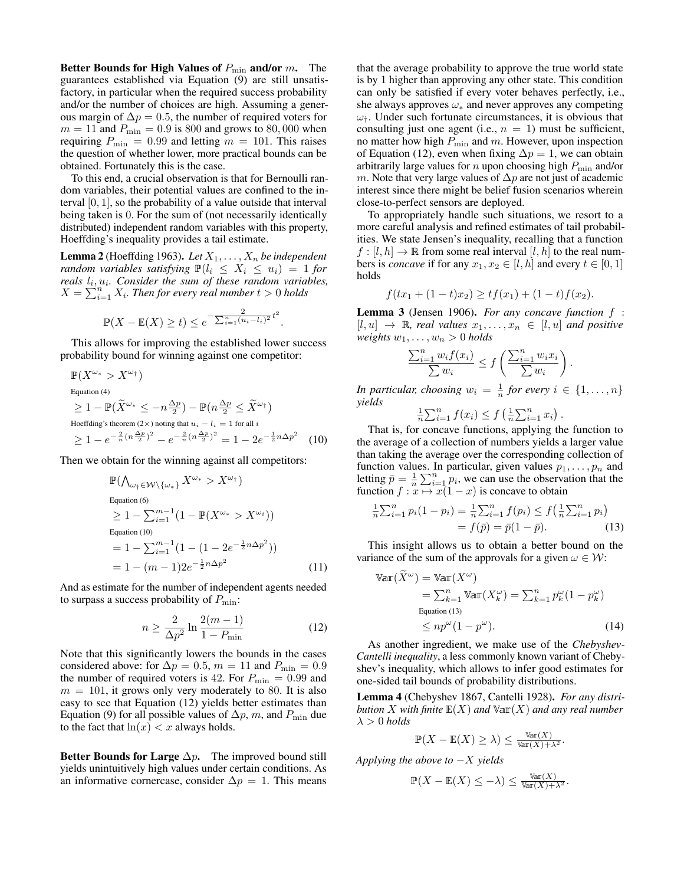**Better Bounds for High Values of $P_{\min}$ and/or $m$.** The guarantees established via Equation (9) are still unsatisfactory, in particular when the required success probability and/or the number of choices are high. Assuming a generous margin of $\Delta p = 0.5$, the number of required voters for $m = 11$ and $P_{\min} = 0.9$ is 800 and grows to 80,000 when requiring $P_{\min} = 0.99$ and letting $m = 101$. This raises the question of whether lower, more practical bounds can be obtained. Fortunately this is the case.

To this end, a crucial observation is that for Bernoulli random variables, their potential values are confined to the interval $[0, 1]$, so the probability of a value outside that interval being taken is 0. For the sum of (not necessarily identically distributed) independent random variables with this property, Hoeffding's inequality provides a tail estimate.

**Lemma 2** (Hoeffding 1963). *Let $X_1, \ldots, X_n$ be independent random variables satisfying $\mathbb{P}(l_i \leq X_i \leq u_i) = 1$ for reals $l_i, u_i$. Consider the sum of these random variables, $X = \sum_{i=1}^n X_i$. Then for every real number $t > 0$ holds*

$$\mathbb{P}(X - \mathbb{E}(X) \geq t) \leq e^{-\frac{2}{\sum_{i=1}^n (u_i - l_i)^2} t^2}.$$

This allows for improving the established lower success probability bound for winning against one competitor:

$$\begin{aligned}
&\mathbb{P}(X^{\omega_*} > X^{\omega_\dagger}) \\
&\text{Equation (4)} \\
&\geq 1 - \mathbb{P}(\widetilde{X}^{\omega_*} \leq -n\tfrac{\Delta p}{2}) - \mathbb{P}(n\tfrac{\Delta p}{2} \leq \widetilde{X}^{\omega_\dagger}) \\
&\text{Hoeffding's theorem } (2\times) \text{ noting that } u_i - l_i = 1 \text{ for all } i \\
&\geq 1 - e^{-\frac{2}{n}(n\frac{\Delta p}{2})^2} - e^{-\frac{2}{n}(n\frac{\Delta p}{2})^2} = 1 - 2e^{-\frac{1}{2}n\Delta p^2} \qquad (10)
\end{aligned}$$

Then we obtain for the winning against all competitors:

$$\begin{aligned}
&\mathbb{P}(\textstyle\bigwedge_{\omega_\dagger \in \mathcal{W} \setminus \{\omega_*\}} X^{\omega_*} > X^{\omega_\dagger}) \\
&\text{Equation (6)} \\
&\geq 1 - \textstyle\sum_{i=1}^{m-1}(1 - \mathbb{P}(X^{\omega_*} > X^{\omega_i})) \\
&\text{Equation (10)} \\
&= 1 - \textstyle\sum_{i=1}^{m-1}(1 - (1 - 2e^{-\frac{1}{2}n\Delta p^2})) \\
&= 1 - (m-1)2e^{-\frac{1}{2}n\Delta p^2} \qquad (11)
\end{aligned}$$

And as estimate for the number of independent agents needed to surpass a success probability of $P_{\min}$:

$$n \geq \frac{2}{\Delta p^2} \ln \frac{2(m-1)}{1 - P_{\min}} \qquad (12)$$

Note that this significantly lowers the bounds in the cases considered above: for $\Delta p = 0.5$, $m = 11$ and $P_{\min} = 0.9$ the number of required voters is 42. For $P_{\min} = 0.99$ and $m = 101$, it grows only very moderately to 80. It is also easy to see that Equation (12) yields better estimates than Equation (9) for all possible values of $\Delta p$, $m$, and $P_{\min}$ due to the fact that $\ln(x) < x$ always holds.

**Better Bounds for Large $\Delta p$.** The improved bound still yields unintuitively high values under certain conditions. As an informative cornercase, consider $\Delta p = 1$. This means that the average probability to approve the true world state is by 1 higher than approving any other state. This condition can only be satisfied if every voter behaves perfectly, i.e., she always approves $\omega_*$ and never approves any competing $\omega_\dagger$. Under such fortunate circumstances, it is obvious that consulting just one agent (i.e., $n = 1$) must be sufficient, no matter how high $P_{\min}$ and $m$. However, upon inspection of Equation (12), even when fixing $\Delta p = 1$, we can obtain arbitrarily large values for $n$ upon choosing high $P_{\min}$ and/or $m$. Note that very large values of $\Delta p$ are not just of academic interest since there might be belief fusion scenarios wherein close-to-perfect sensors are deployed.

To appropriately handle such situations, we resort to a more careful analysis and refined estimates of tail probabilities. We state Jensen's inequality, recalling that a function $f : [l, h] \to \mathbb{R}$ from some real interval $[l, h]$ to the real numbers is *concave* if for any $x_1, x_2 \in [l, h]$ and every $t \in [0, 1]$ holds

$$f(tx_1 + (1-t)x_2) \geq tf(x_1) + (1-t)f(x_2).$$

**Lemma 3** (Jensen 1906). *For any concave function $f : [l, u] \to \mathbb{R}$, real values $x_1, \ldots, x_n \in [l, u]$ and positive weights $w_1, \ldots, w_n > 0$ holds*

$$\frac{\sum_{i=1}^n w_i f(x_i)}{\sum w_i} \leq f\left(\frac{\sum_{i=1}^n w_i x_i}{\sum w_i}\right).$$

*In particular, choosing $w_i = \frac{1}{n}$ for every $i \in \{1, \ldots, n\}$ yields*

$$\tfrac{1}{n}\textstyle\sum_{i=1}^n f(x_i) \leq f\left(\tfrac{1}{n}\textstyle\sum_{i=1}^n x_i\right).$$

That is, for concave functions, applying the function to the average of a collection of numbers yields a larger value than taking the average over the corresponding collection of function values. In particular, given values $p_1, \ldots, p_n$ and letting $\bar{p} = \frac{1}{n}\sum_{i=1}^n p_i$, we can use the observation that the function $f : x \mapsto x(1-x)$ is concave to obtain

$$\begin{aligned}
\tfrac{1}{n}\textstyle\sum_{i=1}^n p_i(1-p_i) = \tfrac{1}{n}\textstyle\sum_{i=1}^n f(p_i) &\leq f\left(\tfrac{1}{n}\textstyle\sum_{i=1}^n p_i\right) \\
&= f(\bar{p}) = \bar{p}(1-\bar{p}). \qquad (13)
\end{aligned}$$

This insight allows us to obtain a better bound on the variance of the sum of the approvals for a given $\omega \in \mathcal{W}$:

$$\begin{aligned}
\mathbb{Var}(\widetilde{X}^\omega) &= \mathbb{Var}(X^\omega) \\
&= \textstyle\sum_{k=1}^n \mathbb{Var}(X_k^\omega) = \textstyle\sum_{k=1}^n p_k^\omega(1 - p_k^\omega) \\
&\text{Equation (13)} \\
&\leq np^\omega(1 - p^\omega). \qquad (14)
\end{aligned}$$

As another ingredient, we make use of the *Chebyshev-Cantelli inequality*, a less commonly known variant of Chebyshev's inequality, which allows to infer good estimates for one-sided tail bounds of probability distributions.

**Lemma 4** (Chebyshev 1867, Cantelli 1928). *For any distribution $X$ with finite $\mathbb{E}(X)$ and $\mathbb{Var}(X)$ and any real number $\lambda > 0$ holds*

$$\mathbb{P}(X - \mathbb{E}(X) \geq \lambda) \leq \tfrac{\mathbb{Var}(X)}{\mathbb{Var}(X) + \lambda^2}.$$

*Applying the above to $-X$ yields*

$$\mathbb{P}(X - \mathbb{E}(X) \leq -\lambda) \leq \tfrac{\mathbb{Var}(X)}{\mathbb{Var}(X) + \lambda^2}.$$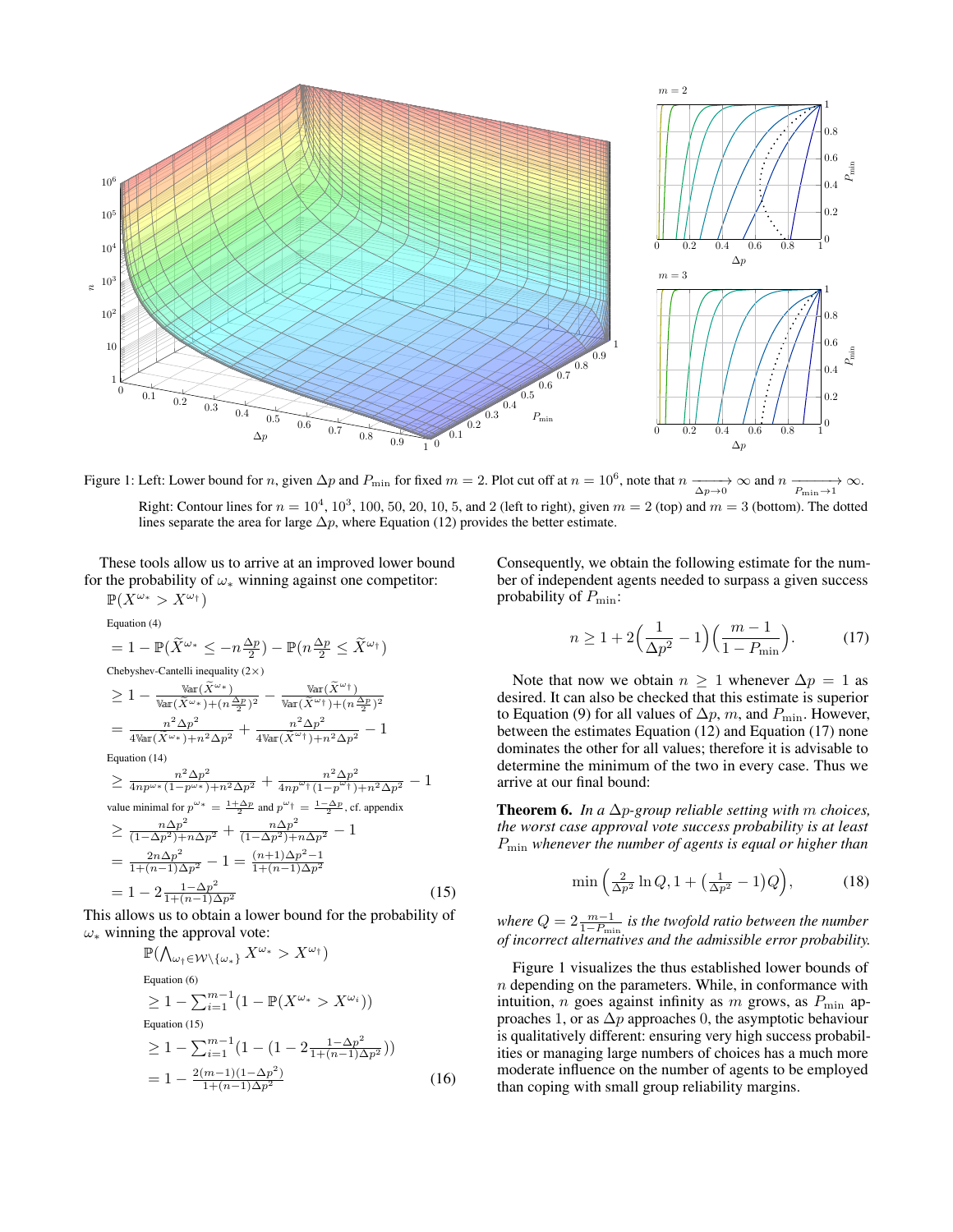Figure 1: Left: Lower bound for $n$, given $\Delta p$ and $P_{\min}$ for fixed $m = 2$. Plot cut off at $n = 10^6$, note that $n \xrightarrow[\Delta p \to 0]{} \infty$ and $n \xrightarrow[P_{\min} \to 1]{} \infty$. Right: Contour lines for $n = 10^4$, $10^3$, 100, 50, 20, 10, 5, and 2 (left to right), given $m = 2$ (top) and $m = 3$ (bottom). The dotted lines separate the area for large $\Delta p$, where Equation (12) provides the better estimate.

These tools allow us to arrive at an improved lower bound for the probability of $\omega_*$ winning against one competitor:

$$
\begin{aligned}
&\mathbb{P}(X^{\omega_*} > X^{\omega_\dagger}) \\
&\text{Equation (4)} \\
&= 1 - \mathbb{P}(\widetilde{X}^{\omega_*} \leq -n\tfrac{\Delta p}{2}) - \mathbb{P}(n\tfrac{\Delta p}{2} \leq \widetilde{X}^{\omega_\dagger}) \\
&\text{Chebyshev-Cantelli inequality } (2\times) \\
&\geq 1 - \tfrac{\mathbb{Var}(\widetilde{X}^{\omega_*})}{\mathbb{Var}(\widetilde{X}^{\omega_*}) + (n\frac{\Delta p}{2})^2} - \tfrac{\mathbb{Var}(\widetilde{X}^{\omega_\dagger})}{\mathbb{Var}(\widetilde{X}^{\omega_\dagger}) + (n\frac{\Delta p}{2})^2} \\
&= \tfrac{n^2\Delta p^2}{4\mathbb{Var}(X^{\omega_*}) + n^2\Delta p^2} + \tfrac{n^2\Delta p^2}{4\mathbb{Var}(X^{\omega_\dagger}) + n^2\Delta p^2} - 1 \\
&\text{Equation (14)} \\
&\geq \tfrac{n^2\Delta p^2}{4np^{\omega_*}(1-p^{\omega_*}) + n^2\Delta p^2} + \tfrac{n^2\Delta p^2}{4np^{\omega_\dagger}(1-p^{\omega_\dagger}) + n^2\Delta p^2} - 1 \\
&\text{value minimal for } p^{\omega_*} = \tfrac{1+\Delta p}{2} \text{ and } p^{\omega_\dagger} = \tfrac{1-\Delta p}{2}\text{, cf. appendix} \\
&\geq \tfrac{n\Delta p^2}{(1-\Delta p^2) + n\Delta p^2} + \tfrac{n\Delta p^2}{(1-\Delta p^2) + n\Delta p^2} - 1 \\
&= \tfrac{2n\Delta p^2}{1 + (n-1)\Delta p^2} - 1 = \tfrac{(n+1)\Delta p^2 - 1}{1 + (n-1)\Delta p^2} \\
&= 1 - 2\tfrac{1 - \Delta p^2}{1 + (n-1)\Delta p^2}
\end{aligned}
\tag{15}
$$

This allows us to obtain a lower bound for the probability of $\omega_*$ winning the approval vote:

$$
\begin{aligned}
&\mathbb{P}\big(\textstyle\bigwedge_{\omega_\dagger \in \mathcal{W}\setminus\{\omega_*\}} X^{\omega_*} > X^{\omega_\dagger}\big) \\
&\text{Equation (6)} \\
&\geq 1 - \textstyle\sum_{i=1}^{m-1}(1 - \mathbb{P}(X^{\omega_*} > X^{\omega_i})) \\
&\text{Equation (15)} \\
&\geq 1 - \textstyle\sum_{i=1}^{m-1}\big(1 - (1 - 2\tfrac{1-\Delta p^2}{1+(n-1)\Delta p^2})\big) \\
&= 1 - \tfrac{2(m-1)(1-\Delta p^2)}{1+(n-1)\Delta p^2}
\end{aligned}
\tag{16}
$$

Consequently, we obtain the following estimate for the number of independent agents needed to surpass a given success probability of $P_{\min}$:

$$n \geq 1 + 2\Big(\frac{1}{\Delta p^2} - 1\Big)\Big(\frac{m-1}{1-P_{\min}}\Big). \tag{17}$$

Note that now we obtain $n \geq 1$ whenever $\Delta p = 1$ as desired. It can also be checked that this estimate is superior to Equation (9) for all values of $\Delta p$, $m$, and $P_{\min}$. However, between the estimates Equation (12) and Equation (17) none dominates the other for all values; therefore it is advisable to determine the minimum of the two in every case. Thus we arrive at our final bound:

**Theorem 6.** *In a $\Delta p$-group reliable setting with $m$ choices, the worst case approval vote success probability is at least $P_{\min}$ whenever the number of agents is equal or higher than*

$$\min\Big(\tfrac{2}{\Delta p^2}\ln Q, 1 + \big(\tfrac{1}{\Delta p^2} - 1\big)Q\Big), \tag{18}$$

*where $Q = 2\frac{m-1}{1-P_{\min}}$ is the twofold ratio between the number of incorrect alternatives and the admissible error probability.*

Figure 1 visualizes the thus established lower bounds of $n$ depending on the parameters. While, in conformance with intuition, $n$ goes against infinity as $m$ grows, as $P_{\min}$ approaches 1, or as $\Delta p$ approaches 0, the asymptotic behaviour is qualitatively different: ensuring very high success probabilities or managing large numbers of choices has a much more moderate influence on the number of agents to be employed than coping with small group reliability margins.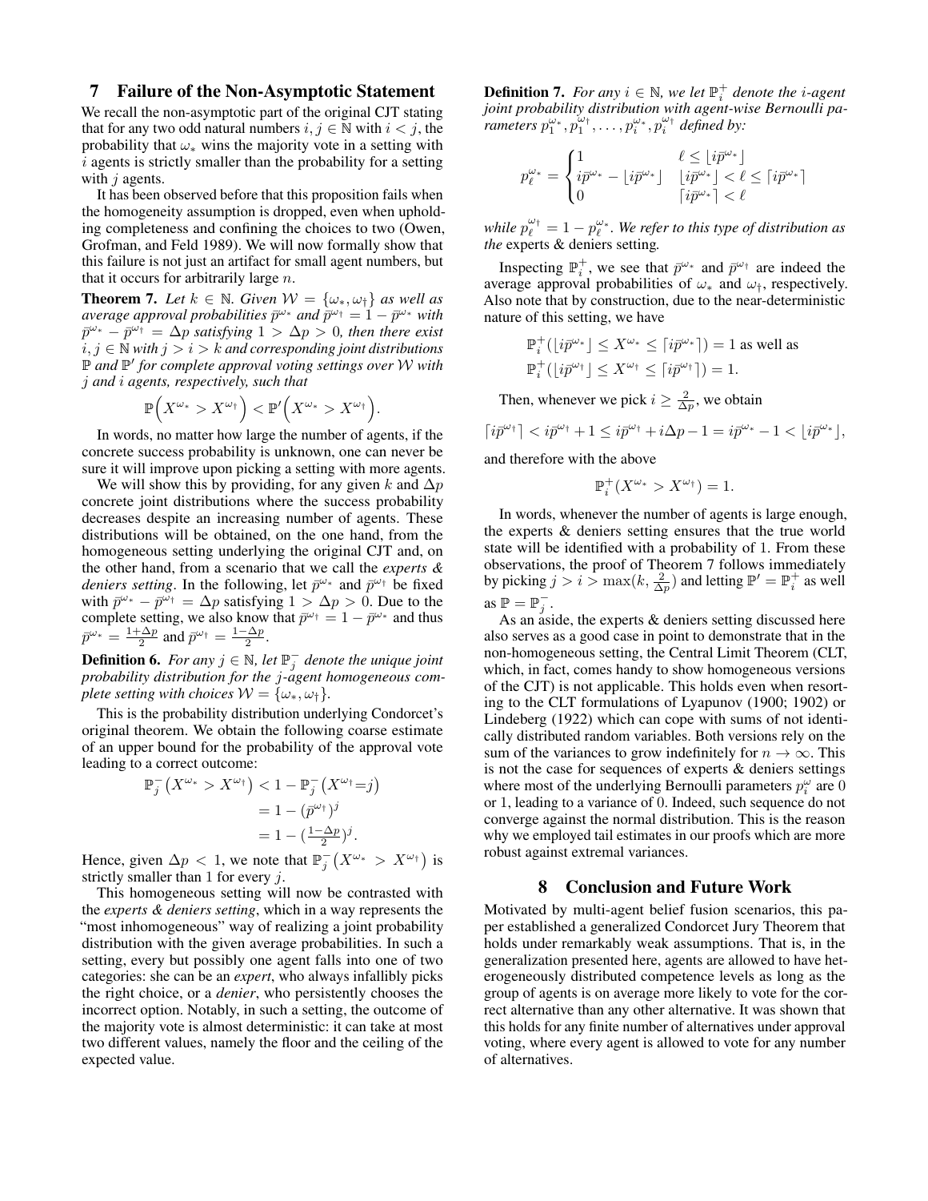## 7 Failure of the Non-Asymptotic Statement

We recall the non-asymptotic part of the original CJT stating that for any two odd natural numbers $i, j \in \mathbb{N}$ with $i < j$, the probability that $\omega_*$ wins the majority vote in a setting with $i$ agents is strictly smaller than the probability for a setting with $j$ agents.

It has been observed before that this proposition fails when the homogeneity assumption is dropped, even when upholding completeness and confining the choices to two (Owen, Grofman, and Feld 1989). We will now formally show that this failure is not just an artifact for small agent numbers, but that it occurs for arbitrarily large $n$.

**Theorem 7.** *Let $k \in \mathbb{N}$. Given $\mathcal{W} = \{\omega_*, \omega_\dagger\}$ as well as average approval probabilities $\bar{p}^{\omega_*}$ and $\bar{p}^{\omega_\dagger} = 1 - \bar{p}^{\omega_*}$ with $\bar{p}^{\omega_*} - \bar{p}^{\omega_\dagger} = \Delta p$ satisfying $1 > \Delta p > 0$, then there exist $i, j \in \mathbb{N}$ with $j > i > k$ and corresponding joint distributions $\mathbb{P}$ and $\mathbb{P}'$ for complete approval voting settings over $\mathcal{W}$ with $j$ and $i$ agents, respectively, such that*

$$\mathbb{P}\Big(X^{\omega_*} > X^{\omega_\dagger}\Big) < \mathbb{P}'\Big(X^{\omega_*} > X^{\omega_\dagger}\Big).$$

In words, no matter how large the number of agents, if the concrete success probability is unknown, one can never be sure it will improve upon picking a setting with more agents.

We will show this by providing, for any given $k$ and $\Delta p$ concrete joint distributions where the success probability decreases despite an increasing number of agents. These distributions will be obtained, on the one hand, from the homogeneous setting underlying the original CJT and, on the other hand, from a scenario that we call the *experts & deniers setting*. In the following, let $\bar{p}^{\omega_*}$ and $\bar{p}^{\omega_\dagger}$ be fixed with $\bar{p}^{\omega_*} - \bar{p}^{\omega_\dagger} = \Delta p$ satisfying $1 > \Delta p > 0$. Due to the complete setting, we also know that $\bar{p}^{\omega_\dagger} = 1 - \bar{p}^{\omega_*}$ and thus $\bar{p}^{\omega_*} = \frac{1+\Delta p}{2}$ and $\bar{p}^{\omega_\dagger} = \frac{1-\Delta p}{2}$.

**Definition 6.** *For any $j \in \mathbb{N}$, let $\mathbb{P}_j^-$ denote the unique joint probability distribution for the $j$-agent homogeneous complete setting with choices $\mathcal{W} = \{\omega_*, \omega_\dagger\}$.*

This is the probability distribution underlying Condorcet's original theorem. We obtain the following coarse estimate of an upper bound for the probability of the approval vote leading to a correct outcome:

$$\begin{aligned}
\mathbb{P}_j^-\left(X^{\omega_*} > X^{\omega_\dagger}\right) &< 1 - \mathbb{P}_j^-\left(X^{\omega_\dagger}{=}j\right) \\
&= 1 - (\bar{p}^{\omega_\dagger})^j \\
&= 1 - (\tfrac{1-\Delta p}{2})^j.
\end{aligned}$$

Hence, given $\Delta p < 1$, we note that $\mathbb{P}_j^-\left(X^{\omega_*} > X^{\omega_\dagger}\right)$ is strictly smaller than 1 for every $j$.

This homogeneous setting will now be contrasted with the *experts & deniers setting*, which in a way represents the "most inhomogeneous" way of realizing a joint probability distribution with the given average probabilities. In such a setting, every but possibly one agent falls into one of two categories: she can be an *expert*, who always infallibly picks the right choice, or a *denier*, who persistently chooses the incorrect option. Notably, in such a setting, the outcome of the majority vote is almost deterministic: it can take at most two different values, namely the floor and the ceiling of the expected value.

**Definition 7.** *For any $i \in \mathbb{N}$, we let $\mathbb{P}_i^+$ denote the $i$-agent joint probability distribution with agent-wise Bernoulli parameters $p_1^{\omega_*}, p_1^{\omega_\dagger}, \ldots, p_i^{\omega_*}, p_i^{\omega_\dagger}$ defined by:*

$$p_\ell^{\omega_*} = \begin{cases} 1 & \ell \leq \lfloor i\bar{p}^{\omega_*} \rfloor \\ i\bar{p}^{\omega_*} - \lfloor i\bar{p}^{\omega_*} \rfloor & \lfloor i\bar{p}^{\omega_*} \rfloor < \ell \leq \lceil i\bar{p}^{\omega_*} \rceil \\ 0 & \lceil i\bar{p}^{\omega_*} \rceil < \ell \end{cases}$$

*while $p_\ell^{\omega_\dagger} = 1 - p_\ell^{\omega_*}$. We refer to this type of distribution as the* experts & deniers setting*.*

Inspecting $\mathbb{P}_i^+$, we see that $\bar{p}^{\omega_*}$ and $\bar{p}^{\omega_\dagger}$ are indeed the average approval probabilities of $\omega_*$ and $\omega_\dagger$, respectively. Also note that by construction, due to the near-deterministic nature of this setting, we have

$$\begin{aligned}
&\mathbb{P}_i^+(\lfloor i\bar{p}^{\omega_*} \rfloor \leq X^{\omega_*} \leq \lceil i\bar{p}^{\omega_*} \rceil) = 1 \text{ as well as} \\
&\mathbb{P}_i^+(\lfloor i\bar{p}^{\omega_\dagger} \rfloor \leq X^{\omega_\dagger} \leq \lceil i\bar{p}^{\omega_\dagger} \rceil) = 1.
\end{aligned}$$

Then, whenever we pick $i \geq \frac{2}{\Delta p}$, we obtain

$$\lceil i\bar{p}^{\omega_\dagger} \rceil < i\bar{p}^{\omega_\dagger} + 1 \leq i\bar{p}^{\omega_\dagger} + i\Delta p - 1 = i\bar{p}^{\omega_*} - 1 < \lfloor i\bar{p}^{\omega_*} \rfloor,$$

and therefore with the above

$$\mathbb{P}_i^+(X^{\omega_*} > X^{\omega_\dagger}) = 1.$$

In words, whenever the number of agents is large enough, the experts & deniers setting ensures that the true world state will be identified with a probability of 1. From these observations, the proof of Theorem 7 follows immediately by picking $j > i > \max(k, \frac{2}{\Delta p})$ and letting $\mathbb{P}' = \mathbb{P}_i^+$ as well as $\mathbb{P} = \mathbb{P}_j^-$.

As an aside, the experts & deniers setting discussed here also serves as a good case in point to demonstrate that in the non-homogeneous setting, the Central Limit Theorem (CLT, which, in fact, comes handy to show homogeneous versions of the CJT) is not applicable. This holds even when resorting to the CLT formulations of Lyapunov (1900; 1902) or Lindeberg (1922) which can cope with sums of not identically distributed random variables. Both versions rely on the sum of the variances to grow indefinitely for $n \to \infty$. This is not the case for sequences of experts & deniers settings where most of the underlying Bernoulli parameters $p_i^\omega$ are 0 or 1, leading to a variance of 0. Indeed, such sequence do not converge against the normal distribution. This is the reason why we employed tail estimates in our proofs which are more robust against extremal variances.

## 8 Conclusion and Future Work

Motivated by multi-agent belief fusion scenarios, this paper established a generalized Condorcet Jury Theorem that holds under remarkably weak assumptions. That is, in the generalization presented here, agents are allowed to have heterogeneously distributed competence levels as long as the group of agents is on average more likely to vote for the correct alternative than any other alternative. It was shown that this holds for any finite number of alternatives under approval voting, where every agent is allowed to vote for any number of alternatives.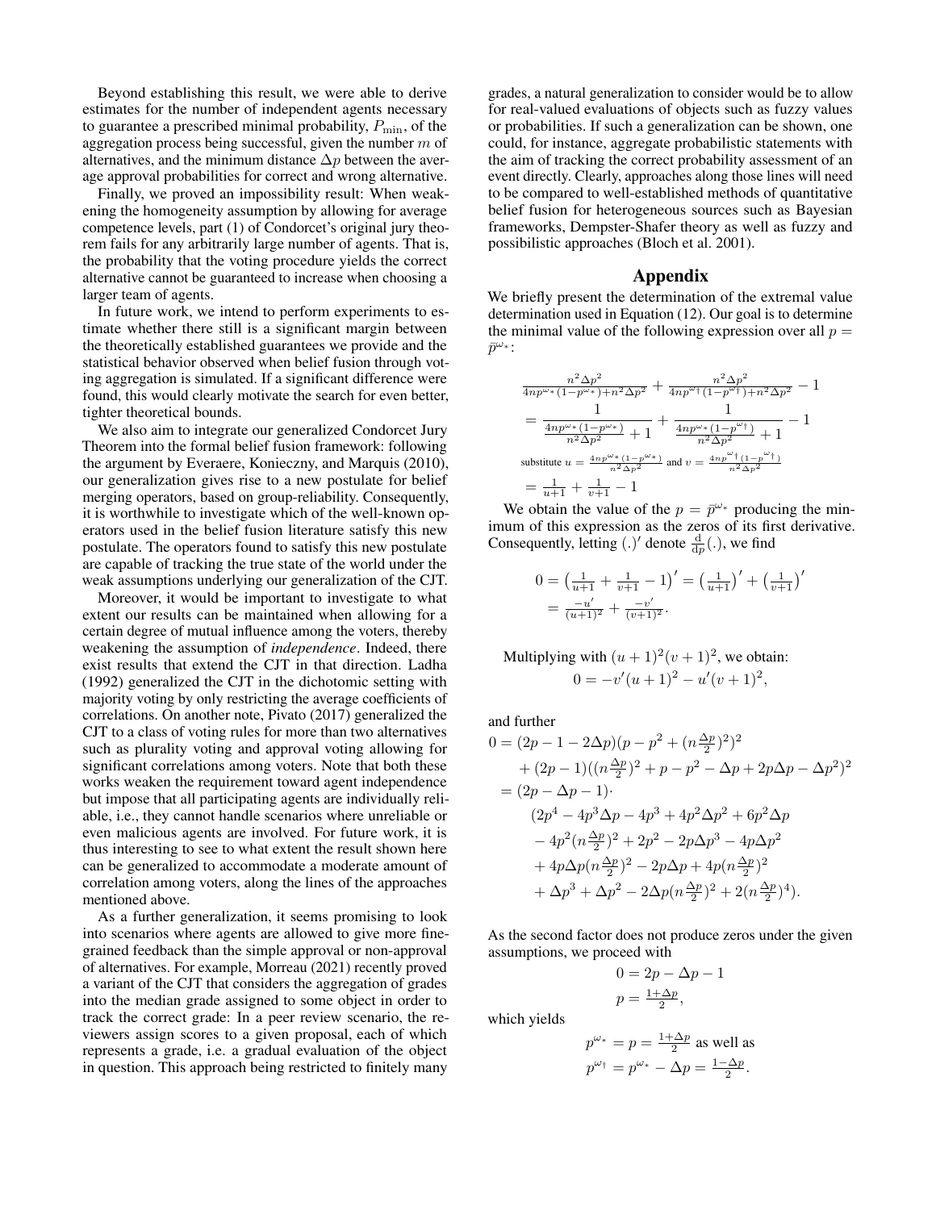Beyond establishing this result, we were able to derive estimates for the number of independent agents necessary to guarantee a prescribed minimal probability, $P_{\min}$, of the aggregation process being successful, given the number $m$ of alternatives, and the minimum distance $\Delta p$ between the average approval probabilities for correct and wrong alternative.

Finally, we proved an impossibility result: When weakening the homogeneity assumption by allowing for average competence levels, part (1) of Condorcet's original jury theorem fails for any arbitrarily large number of agents. That is, the probability that the voting procedure yields the correct alternative cannot be guaranteed to increase when choosing a larger team of agents.

In future work, we intend to perform experiments to estimate whether there still is a significant margin between the theoretically established guarantees we provide and the statistical behavior observed when belief fusion through voting aggregation is simulated. If a significant difference were found, this would clearly motivate the search for even better, tighter theoretical bounds.

We also aim to integrate our generalized Condorcet Jury Theorem into the formal belief fusion framework: following the argument by Everaere, Konieczny, and Marquis (2010), our generalization gives rise to a new postulate for belief merging operators, based on group-reliability. Consequently, it is worthwhile to investigate which of the well-known operators used in the belief fusion literature satisfy this new postulate. The operators found to satisfy this new postulate are capable of tracking the true state of the world under the weak assumptions underlying our generalization of the CJT.

Moreover, it would be important to investigate to what extent our results can be maintained when allowing for a certain degree of mutual influence among the voters, thereby weakening the assumption of *independence*. Indeed, there exist results that extend the CJT in that direction. Ladha (1992) generalized the CJT in the dichotomic setting with majority voting by only restricting the average coefficients of correlations. On another note, Pivato (2017) generalized the CJT to a class of voting rules for more than two alternatives such as plurality voting and approval voting allowing for significant correlations among voters. Note that both these works weaken the requirement toward agent independence but impose that all participating agents are individually reliable, i.e., they cannot handle scenarios where unreliable or even malicious agents are involved. For future work, it is thus interesting to see to what extent the result shown here can be generalized to accommodate a moderate amount of correlation among voters, along the lines of the approaches mentioned above.

As a further generalization, it seems promising to look into scenarios where agents are allowed to give more fine-grained feedback than the simple approval or non-approval of alternatives. For example, Morreau (2021) recently proved a variant of the CJT that considers the aggregation of grades into the median grade assigned to some object in order to track the correct grade: In a peer review scenario, the reviewers assign scores to a given proposal, each of which represents a grade, i.e. a gradual evaluation of the object in question. This approach being restricted to finitely many grades, a natural generalization to consider would be to allow for real-valued evaluations of objects such as fuzzy values or probabilities. If such a generalization can be shown, one could, for instance, aggregate probabilistic statements with the aim of tracking the correct probability assessment of an event directly. Clearly, approaches along those lines will need to be compared to well-established methods of quantitative belief fusion for heterogeneous sources such as Bayesian frameworks, Dempster-Shafer theory as well as fuzzy and possibilistic approaches (Bloch et al. 2001).

## Appendix

We briefly present the determination of the extremal value determination used in Equation (12). Our goal is to determine the minimal value of the following expression over all $p = \bar{p}^{\omega_*}$:

$$
\begin{aligned}
&\frac{n^2\Delta p^2}{4np^{\omega_*}(1-p^{\omega_*})+n^2\Delta p^2} + \frac{n^2\Delta p^2}{4np^{\omega_\dagger}(1-p^{\omega_\dagger})+n^2\Delta p^2} - 1 \\
&= \frac{1}{\frac{4np^{\omega_*}(1-p^{\omega_*})}{n^2\Delta p^2}+1} + \frac{1}{\frac{4np^{\omega_*}(1-p^{\omega_\dagger})}{n^2\Delta p^2}+1} - 1 \\
&\text{substitute } u = \tfrac{4np^{\omega_*}(1-p^{\omega_*})}{n^2\Delta p^2} \text{ and } v = \tfrac{4np^{\omega_\dagger}(1-p^{\omega_\dagger})}{n^2\Delta p^2} \\
&= \tfrac{1}{u+1} + \tfrac{1}{v+1} - 1
\end{aligned}
$$

We obtain the value of the $p = \bar{p}^{\omega_*}$ producing the minimum of this expression as the zeros of its first derivative. Consequently, letting $(.)'$ denote $\frac{\mathrm{d}}{\mathrm{d}p}(.)$, we find

$$
\begin{aligned}
0 &= \left(\tfrac{1}{u+1} + \tfrac{1}{v+1} - 1\right)' = \left(\tfrac{1}{u+1}\right)' + \left(\tfrac{1}{v+1}\right)' \\
&= \tfrac{-u'}{(u+1)^2} + \tfrac{-v'}{(v+1)^2}.
\end{aligned}
$$

Multiplying with $(u+1)^2(v+1)^2$, we obtain:

$$
0 = -v'(u+1)^2 - u'(v+1)^2,
$$

and further

$$
\begin{aligned}
0 &= (2p - 1 - 2\Delta p)(p - p^2 + (n\tfrac{\Delta p}{2})^2)^2 \\
&\quad + (2p-1)((n\tfrac{\Delta p}{2})^2 + p - p^2 - \Delta p + 2p\Delta p - \Delta p^2)^2 \\
&= (2p - \Delta p - 1)\cdot \\
&\qquad (2p^4 - 4p^3\Delta p - 4p^3 + 4p^2\Delta p^2 + 6p^2\Delta p \\
&\qquad - 4p^2(n\tfrac{\Delta p}{2})^2 + 2p^2 - 2p\Delta p^3 - 4p\Delta p^2 \\
&\qquad + 4p\Delta p(n\tfrac{\Delta p}{2})^2 - 2p\Delta p + 4p(n\tfrac{\Delta p}{2})^2 \\
&\qquad + \Delta p^3 + \Delta p^2 - 2\Delta p(n\tfrac{\Delta p}{2})^2 + 2(n\tfrac{\Delta p}{2})^4).
\end{aligned}
$$

As the second factor does not produce zeros under the given assumptions, we proceed with

$$
\begin{aligned}
0 &= 2p - \Delta p - 1 \\
p &= \tfrac{1+\Delta p}{2},
\end{aligned}
$$

which yields

$$
\begin{aligned}
p^{\omega_*} &= p = \tfrac{1+\Delta p}{2} \text{ as well as} \\
p^{\omega_\dagger} &= p^{\omega_*} - \Delta p = \tfrac{1-\Delta p}{2}.
\end{aligned}
$$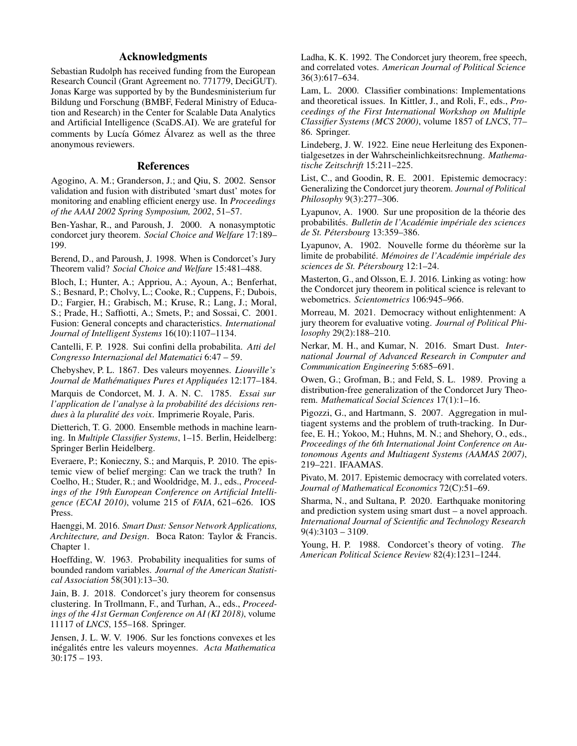## Acknowledgments

Sebastian Rudolph has received funding from the European Research Council (Grant Agreement no. 771779, DeciGUT). Jonas Karge was supported by by the Bundesministerium fur Bildung und Forschung (BMBF, Federal Ministry of Education and Research) in the Center for Scalable Data Analytics and Artificial Intelligence (ScaDS.AI). We are grateful for comments by Lucía Gómez Álvarez as well as the three anonymous reviewers.

## References

Agogino, A. M.; Granderson, J.; and Qiu, S. 2002. Sensor validation and fusion with distributed 'smart dust' motes for monitoring and enabling efficient energy use. In *Proceedings of the AAAI 2002 Spring Symposium, 2002*, 51–57.

Ben-Yashar, R., and Paroush, J. 2000. A nonasymptotic condorcet jury theorem. *Social Choice and Welfare* 17:189–199.

Berend, D., and Paroush, J. 1998. When is Condorcet's Jury Theorem valid? *Social Choice and Welfare* 15:481–488.

Bloch, I.; Hunter, A.; Appriou, A.; Ayoun, A.; Benferhat, S.; Besnard, P.; Cholvy, L.; Cooke, R.; Cuppens, F.; Dubois, D.; Fargier, H.; Grabisch, M.; Kruse, R.; Lang, J.; Moral, S.; Prade, H.; Saffiotti, A.; Smets, P.; and Sossai, C. 2001. Fusion: General concepts and characteristics. *International Journal of Intelligent Systems* 16(10):1107–1134.

Cantelli, F. P. 1928. Sui confini della probabilita. *Atti del Congresso Internazional del Matematici* 6:47 – 59.

Chebyshev, P. L. 1867. Des valeurs moyennes. *Liouville's Journal de Mathématiques Pures et Appliquées* 12:177–184.

Marquis de Condorcet, M. J. A. N. C. 1785. *Essai sur l'application de l'analyse à la probabilité des décisions rendues à la pluralité des voix*. Imprimerie Royale, Paris.

Dietterich, T. G. 2000. Ensemble methods in machine learning. In *Multiple Classifier Systems*, 1–15. Berlin, Heidelberg: Springer Berlin Heidelberg.

Everaere, P.; Konieczny, S.; and Marquis, P. 2010. The epistemic view of belief merging: Can we track the truth? In Coelho, H.; Studer, R.; and Wooldridge, M. J., eds., *Proceedings of the 19th European Conference on Artificial Intelligence (ECAI 2010)*, volume 215 of *FAIA*, 621–626. IOS Press.

Haenggi, M. 2016. *Smart Dust: Sensor Network Applications, Architecture, and Design*. Boca Raton: Taylor & Francis. Chapter 1.

Hoeffding, W. 1963. Probability inequalities for sums of bounded random variables. *Journal of the American Statistical Association* 58(301):13–30.

Jain, B. J. 2018. Condorcet's jury theorem for consensus clustering. In Trollmann, F., and Turhan, A., eds., *Proceedings of the 41st German Conference on AI (KI 2018)*, volume 11117 of *LNCS*, 155–168. Springer.

Jensen, J. L. W. V. 1906. Sur les fonctions convexes et les inégalités entre les valeurs moyennes. *Acta Mathematica* 30:175 – 193.

Ladha, K. K. 1992. The Condorcet jury theorem, free speech, and correlated votes. *American Journal of Political Science* 36(3):617–634.

Lam, L. 2000. Classifier combinations: Implementations and theoretical issues. In Kittler, J., and Roli, F., eds., *Proceedings of the First International Workshop on Multiple Classifier Systems (MCS 2000)*, volume 1857 of *LNCS*, 77–86. Springer.

Lindeberg, J. W. 1922. Eine neue Herleitung des Exponentialgesetzes in der Wahrscheinlichkeitsrechnung. *Mathematische Zeitschrift* 15:211–225.

List, C., and Goodin, R. E. 2001. Epistemic democracy: Generalizing the Condorcet jury theorem. *Journal of Political Philosophy* 9(3):277–306.

Lyapunov, A. 1900. Sur une proposition de la théorie des probabilités. *Bulletin de l'Académie impériale des sciences de St. Pétersbourg* 13:359–386.

Lyapunov, A. 1902. Nouvelle forme du théorème sur la limite de probabilité. *Mémoires de l'Académie impériale des sciences de St. Pétersbourg* 12:1–24.

Masterton, G., and Olsson, E. J. 2016. Linking as voting: how the Condorcet jury theorem in political science is relevant to webometrics. *Scientometrics* 106:945–966.

Morreau, M. 2021. Democracy without enlightenment: A jury theorem for evaluative voting. *Journal of Political Philosophy* 29(2):188–210.

Nerkar, M. H., and Kumar, N. 2016. Smart Dust. *International Journal of Advanced Research in Computer and Communication Engineering* 5:685–691.

Owen, G.; Grofman, B.; and Feld, S. L. 1989. Proving a distribution-free generalization of the Condorcet Jury Theorem. *Mathematical Social Sciences* 17(1):1–16.

Pigozzi, G., and Hartmann, S. 2007. Aggregation in multiagent systems and the problem of truth-tracking. In Durfee, E. H.; Yokoo, M.; Huhns, M. N.; and Shehory, O., eds., *Proceedings of the 6th International Joint Conference on Autonomous Agents and Multiagent Systems (AAMAS 2007)*, 219–221. IFAAMAS.

Pivato, M. 2017. Epistemic democracy with correlated voters. *Journal of Mathematical Economics* 72(C):51–69.

Sharma, N., and Sultana, P. 2020. Earthquake monitoring and prediction system using smart dust – a novel approach. *International Journal of Scientific and Technology Research* 9(4):3103 – 3109.

Young, H. P. 1988. Condorcet's theory of voting. *The American Political Science Review* 82(4):1231–1244.